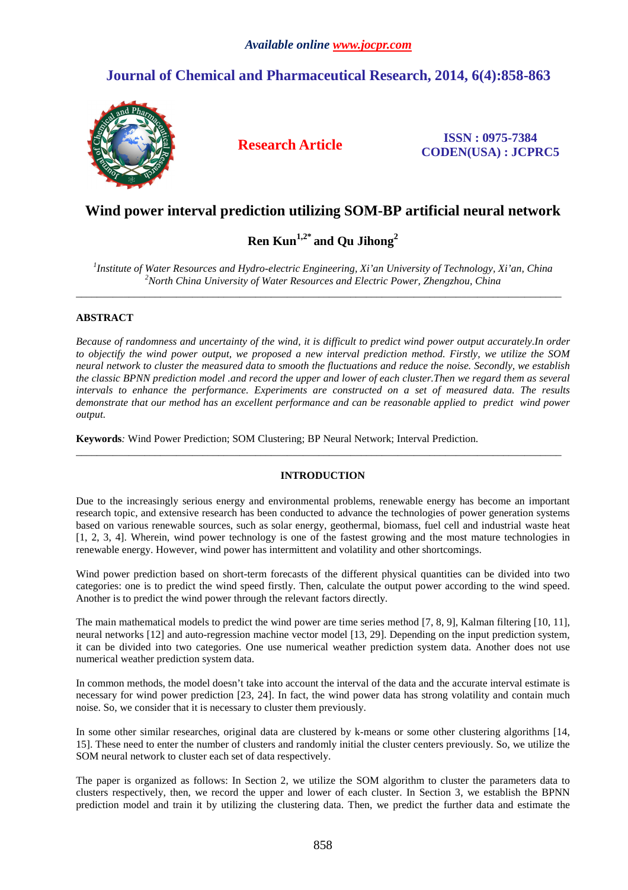*Available online www.jocpr.com*

# Journal of Chemical and Pharmaceutical Research, 2014, 6(4):858-863

**Research Article**

**ISSN : 0975-7384**
**CODEN(USA) : JCPRC5**

# Wind power interval prediction utilizing SOM-BP artificial neural network

**Ren Kun[1,2*] and Qu Jihong[2]**

*[1]Institute of Water Resources and Hydro-electric Engineering, Xi'an University of Technology, Xi'an, China*
*[2]North China University of Water Resources and Electric Power, Zhengzhou, China*

---

## ABSTRACT

*Because of randomness and uncertainty of the wind, it is difficult to predict wind power output accurately.In order to objectify the wind power output, we proposed a new interval prediction method. Firstly, we utilize the SOM neural network to cluster the measured data to smooth the fluctuations and reduce the noise. Secondly, we establish the classic BPNN prediction model .and record the upper and lower of each cluster.Then we regard them as several intervals to enhance the performance. Experiments are constructed on a set of measured data. The results demonstrate that our method has an excellent performance and can be reasonable applied to predict wind power output.*

**Keywords***:* Wind Power Prediction; SOM Clustering; BP Neural Network; Interval Prediction.

---

## INTRODUCTION

Due to the increasingly serious energy and environmental problems, renewable energy has become an important research topic, and extensive research has been conducted to advance the technologies of power generation systems based on various renewable sources, such as solar energy, geothermal, biomass, fuel cell and industrial waste heat [1, 2, 3, 4]. Wherein, wind power technology is one of the fastest growing and the most mature technologies in renewable energy. However, wind power has intermittent and volatility and other shortcomings.

Wind power prediction based on short-term forecasts of the different physical quantities can be divided into two categories: one is to predict the wind speed firstly. Then, calculate the output power according to the wind speed. Another is to predict the wind power through the relevant factors directly.

The main mathematical models to predict the wind power are time series method [7, 8, 9], Kalman filtering [10, 11], neural networks [12] and auto-regression machine vector model [13, 29]. Depending on the input prediction system, it can be divided into two categories. One use numerical weather prediction system data. Another does not use numerical weather prediction system data.

In common methods, the model doesn't take into account the interval of the data and the accurate interval estimate is necessary for wind power prediction [23, 24]. In fact, the wind power data has strong volatility and contain much noise. So, we consider that it is necessary to cluster them previously.

In some other similar researches, original data are clustered by k-means or some other clustering algorithms [14, 15]. These need to enter the number of clusters and randomly initial the cluster centers previously. So, we utilize the SOM neural network to cluster each set of data respectively.

The paper is organized as follows: In Section 2, we utilize the SOM algorithm to cluster the parameters data to clusters respectively, then, we record the upper and lower of each cluster. In Section 3, we establish the BPNN prediction model and train it by utilizing the clustering data. Then, we predict the further data and estimate the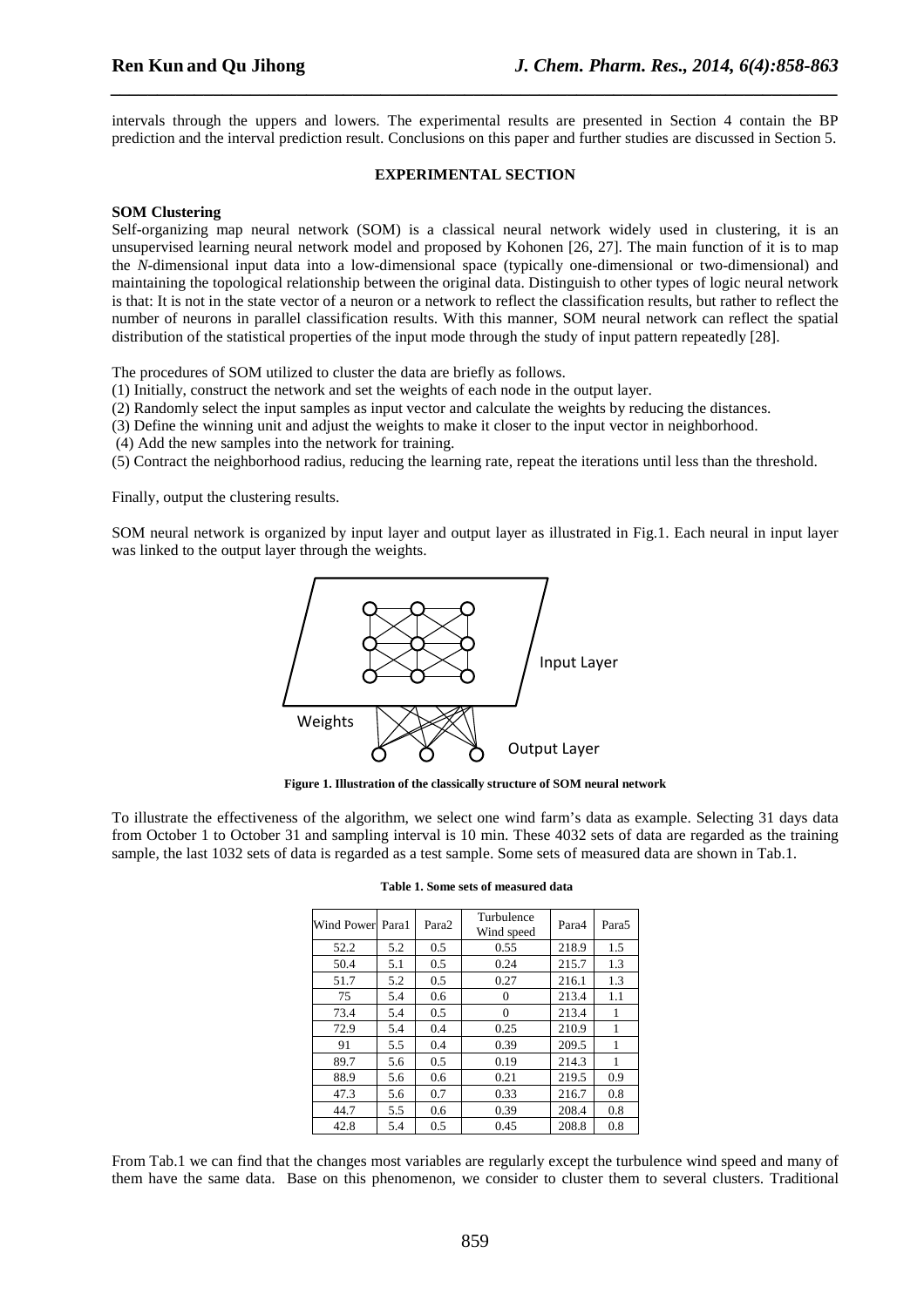intervals through the uppers and lowers. The experimental results are presented in Section 4 contain the BP prediction and the interval prediction result. Conclusions on this paper and further studies are discussed in Section 5.

## EXPERIMENTAL SECTION

### SOM Clustering

Self-organizing map neural network (SOM) is a classical neural network widely used in clustering, it is an unsupervised learning neural network model and proposed by Kohonen [26, 27]. The main function of it is to map the *N*-dimensional input data into a low-dimensional space (typically one-dimensional or two-dimensional) and maintaining the topological relationship between the original data. Distinguish to other types of logic neural network is that: It is not in the state vector of a neuron or a network to reflect the classification results, but rather to reflect the number of neurons in parallel classification results. With this manner, SOM neural network can reflect the spatial distribution of the statistical properties of the input mode through the study of input pattern repeatedly [28].

The procedures of SOM utilized to cluster the data are briefly as follows.

(1) Initially, construct the network and set the weights of each node in the output layer.

(2) Randomly select the input samples as input vector and calculate the weights by reducing the distances.

(3) Define the winning unit and adjust the weights to make it closer to the input vector in neighborhood.

(4) Add the new samples into the network for training.

(5) Contract the neighborhood radius, reducing the learning rate, repeat the iterations until less than the threshold.

Finally, output the clustering results.

SOM neural network is organized by input layer and output layer as illustrated in Fig.1. Each neural in input layer was linked to the output layer through the weights.

**Figure 1. Illustration of the classically structure of SOM neural network**

To illustrate the effectiveness of the algorithm, we select one wind farm's data as example. Selecting 31 days data from October 1 to October 31 and sampling interval is 10 min. These 4032 sets of data are regarded as the training sample, the last 1032 sets of data is regarded as a test sample. Some sets of measured data are shown in Tab.1.

**Table 1. Some sets of measured data**

| Wind Power | Para1 | Para2 | Turbulence Wind speed | Para4 | Para5 |
|---|---|---|---|---|---|
| 52.2 | 5.2 | 0.5 | 0.55 | 218.9 | 1.5 |
| 50.4 | 5.1 | 0.5 | 0.24 | 215.7 | 1.3 |
| 51.7 | 5.2 | 0.5 | 0.27 | 216.1 | 1.3 |
| 75 | 5.4 | 0.6 | 0 | 213.4 | 1.1 |
| 73.4 | 5.4 | 0.5 | 0 | 213.4 | 1 |
| 72.9 | 5.4 | 0.4 | 0.25 | 210.9 | 1 |
| 91 | 5.5 | 0.4 | 0.39 | 209.5 | 1 |
| 89.7 | 5.6 | 0.5 | 0.19 | 214.3 | 1 |
| 88.9 | 5.6 | 0.6 | 0.21 | 219.5 | 0.9 |
| 47.3 | 5.6 | 0.7 | 0.33 | 216.7 | 0.8 |
| 44.7 | 5.5 | 0.6 | 0.39 | 208.4 | 0.8 |
| 42.8 | 5.4 | 0.5 | 0.45 | 208.8 | 0.8 |

From Tab.1 we can find that the changes most variables are regularly except the turbulence wind speed and many of them have the same data. Base on this phenomenon, we consider to cluster them to several clusters. Traditional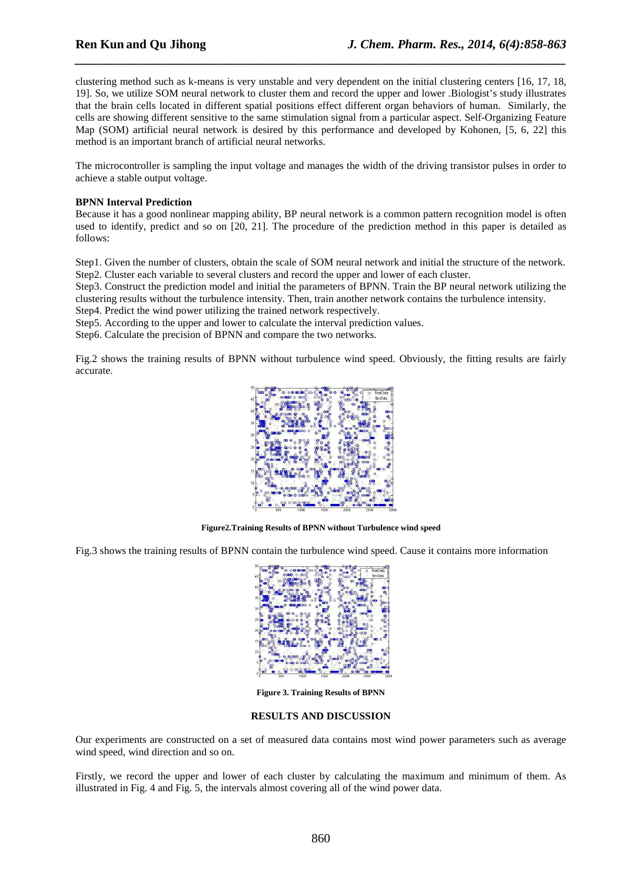clustering method such as k-means is very unstable and very dependent on the initial clustering centers [16, 17, 18, 19]. So, we utilize SOM neural network to cluster them and record the upper and lower .Biologist's study illustrates that the brain cells located in different spatial positions effect different organ behaviors of human. Similarly, the cells are showing different sensitive to the same stimulation signal from a particular aspect. Self-Organizing Feature Map (SOM) artificial neural network is desired by this performance and developed by Kohonen, [5, 6, 22] this method is an important branch of artificial neural networks.

The microcontroller is sampling the input voltage and manages the width of the driving transistor pulses in order to achieve a stable output voltage.

**BPNN Interval Prediction**

Because it has a good nonlinear mapping ability, BP neural network is a common pattern recognition model is often used to identify, predict and so on [20, 21]. The procedure of the prediction method in this paper is detailed as follows:

Step1. Given the number of clusters, obtain the scale of SOM neural network and initial the structure of the network.
Step2. Cluster each variable to several clusters and record the upper and lower of each cluster.
Step3. Construct the prediction model and initial the parameters of BPNN. Train the BP neural network utilizing the clustering results without the turbulence intensity. Then, train another network contains the turbulence intensity.
Step4. Predict the wind power utilizing the trained network respectively.
Step5. According to the upper and lower to calculate the interval prediction values.
Step6. Calculate the precision of BPNN and compare the two networks.

Fig.2 shows the training results of BPNN without turbulence wind speed. Obviously, the fitting results are fairly accurate.

**Figure2.Training Results of BPNN without Turbulence wind speed**

Fig.3 shows the training results of BPNN contain the turbulence wind speed. Cause it contains more information

**Figure 3. Training Results of BPNN**

## RESULTS AND DISCUSSION

Our experiments are constructed on a set of measured data contains most wind power parameters such as average wind speed, wind direction and so on.

Firstly, we record the upper and lower of each cluster by calculating the maximum and minimum of them. As illustrated in Fig. 4 and Fig. 5, the intervals almost covering all of the wind power data.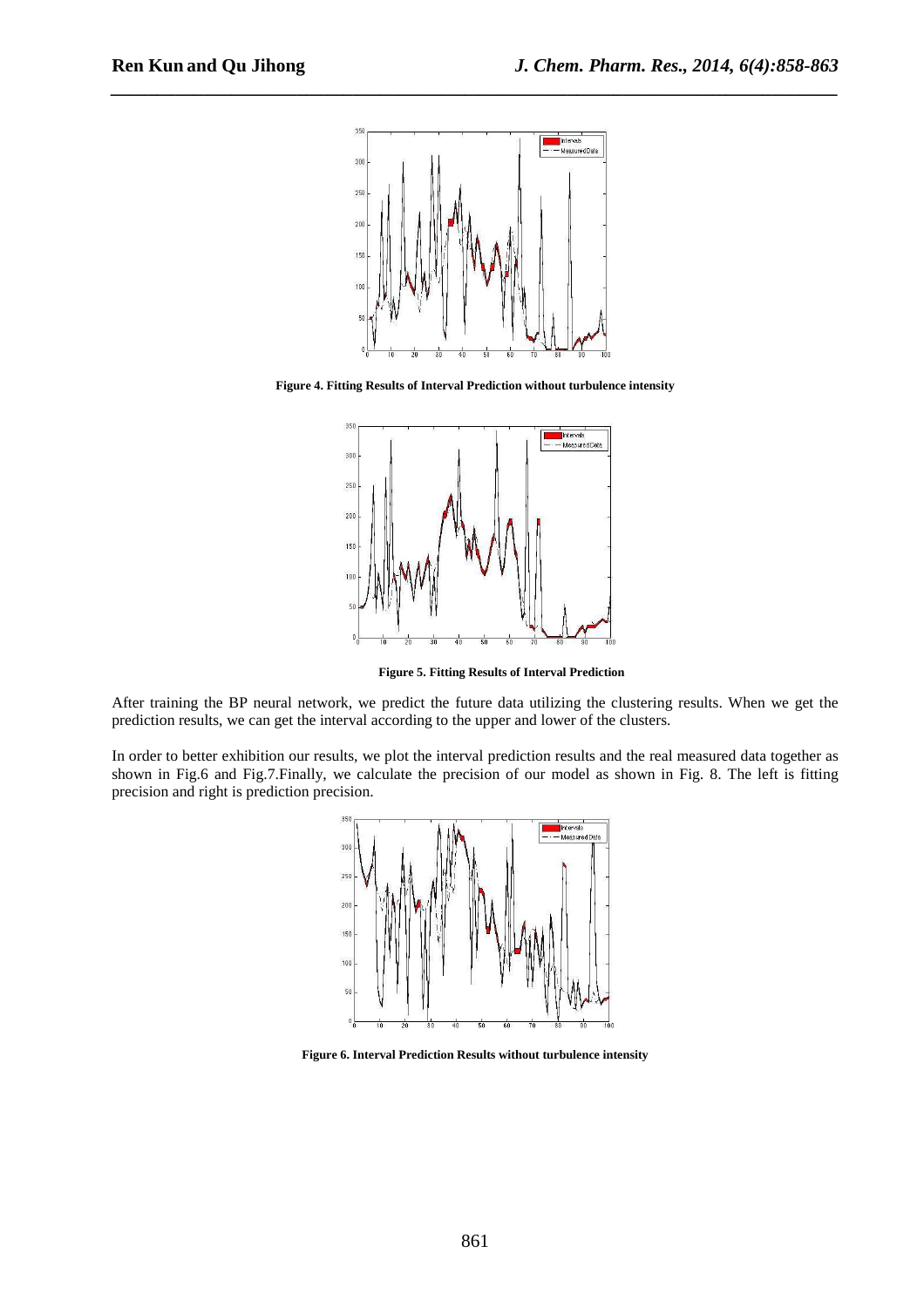**Figure 4. Fitting Results of Interval Prediction without turbulence intensity**

**Figure 5. Fitting Results of Interval Prediction**

After training the BP neural network, we predict the future data utilizing the clustering results. When we get the prediction results, we can get the interval according to the upper and lower of the clusters.

In order to better exhibition our results, we plot the interval prediction results and the real measured data together as shown in Fig.6 and Fig.7.Finally, we calculate the precision of our model as shown in Fig. 8. The left is fitting precision and right is prediction precision.

**Figure 6. Interval Prediction Results without turbulence intensity**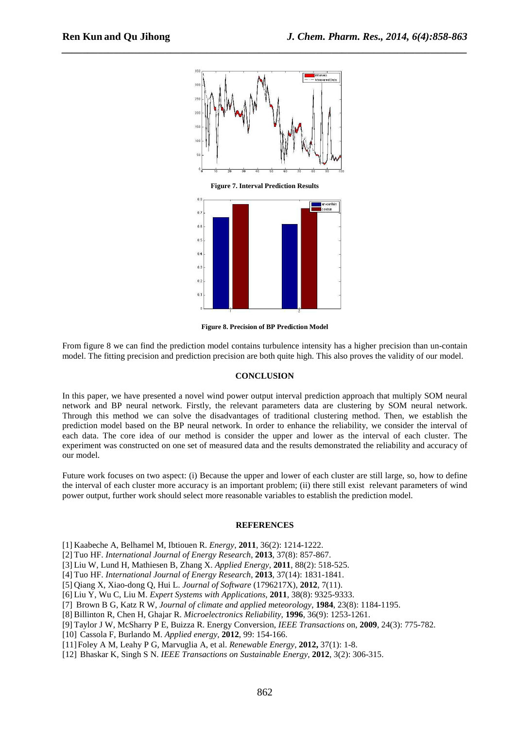Figure 7. Interval Prediction Results

Figure 8. Precision of BP Prediction Model

From figure 8 we can find the prediction model contains turbulence intensity has a higher precision than un-contain model. The fitting precision and prediction precision are both quite high. This also proves the validity of our model.

## CONCLUSION

In this paper, we have presented a novel wind power output interval prediction approach that multiply SOM neural network and BP neural network. Firstly, the relevant parameters data are clustering by SOM neural network. Through this method we can solve the disadvantages of traditional clustering method. Then, we establish the prediction model based on the BP neural network. In order to enhance the reliability, we consider the interval of each data. The core idea of our method is consider the upper and lower as the interval of each cluster. The experiment was constructed on one set of measured data and the results demonstrated the reliability and accuracy of our model.

Future work focuses on two aspect: (i) Because the upper and lower of each cluster are still large, so, how to define the interval of each cluster more accuracy is an important problem; (ii) there still exist relevant parameters of wind power output, further work should select more reasonable variables to establish the prediction model.

## REFERENCES

[1] Kaabeche A, Belhamel M, Ibtiouen R. *Energy*, **2011**, 36(2): 1214-1222.
[2] Tuo HF. *International Journal of Energy Research*, **2013**, 37(8): 857-867.
[3] Liu W, Lund H, Mathiesen B, Zhang X. *Applied Energy*, **2011**, 88(2): 518-525.
[4] Tuo HF. *International Journal of Energy Research*, **2013**, 37(14): 1831-1841.
[5] Qiang X, Xiao-dong Q, Hui L. *Journal of Software* (1796217X), **2012**, 7(11).
[6] Liu Y, Wu C, Liu M. *Expert Systems with Applications*, **2011**, 38(8): 9325-9333.
[7] Brown B G, Katz R W, *Journal of climate and applied meteorology*, **1984**, 23(8): 1184-1195.
[8] Billinton R, Chen H, Ghajar R. *Microelectronics Reliability*, **1996**, 36(9): 1253-1261.
[9] Taylor J W, McSharry P E, Buizza R. Energy Conversion, *IEEE Transactions* on, **2009**, 24(3): 775-782.
[10] Cassola F, Burlando M. *Applied energy*, **2012**, 99: 154-166.
[11] Foley A M, Leahy P G, Marvuglia A, et al. *Renewable Energy*, **2012,** 37(1): 1-8.
[12] Bhaskar K, Singh S N. *IEEE Transactions on Sustainable Energy*, **2012**, 3(2): 306-315.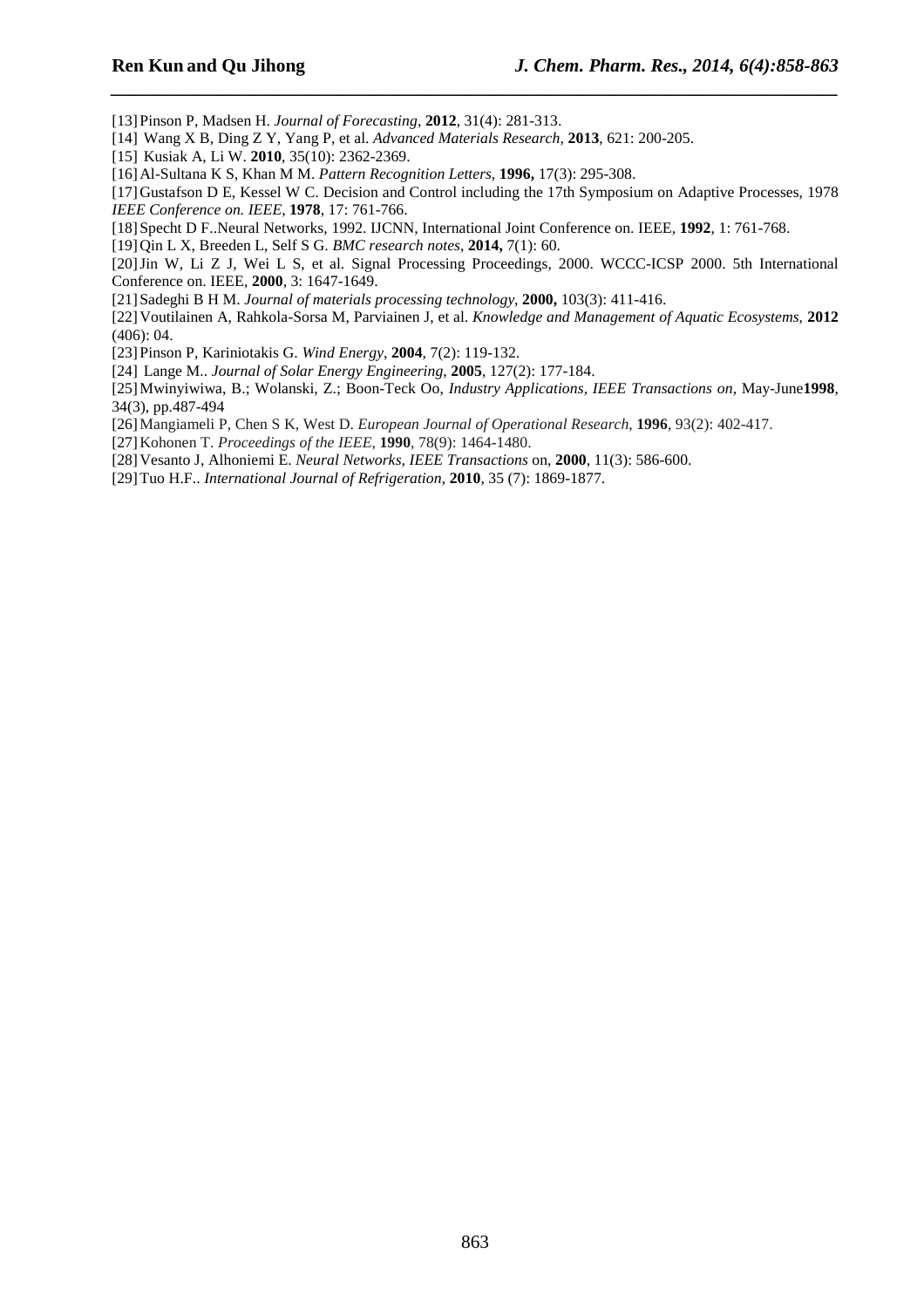[13] Pinson P, Madsen H. *Journal of Forecasting*, **2012**, 31(4): 281-313.

[14] Wang X B, Ding Z Y, Yang P, et al. *Advanced Materials Research*, **2013**, 621: 200-205.

[15] Kusiak A, Li W. **2010**, 35(10): 2362-2369.

[16] Al-Sultana K S, Khan M M. *Pattern Recognition Letters*, **1996,** 17(3): 295-308.

[17] Gustafson D E, Kessel W C. Decision and Control including the 17th Symposium on Adaptive Processes, 1978 *IEEE Conference on. IEEE*, **1978**, 17: 761-766.

[18] Specht D F..Neural Networks, 1992. IJCNN, International Joint Conference on. IEEE, **1992**, 1: 761-768.

[19] Qin L X, Breeden L, Self S G. *BMC research notes*, **2014,** 7(1): 60.

[20] Jin W, Li Z J, Wei L S, et al. Signal Processing Proceedings, 2000. WCCC-ICSP 2000. 5th International Conference on. IEEE, **2000**, 3: 1647-1649.

[21] Sadeghi B H M. *Journal of materials processing technology*, **2000,** 103(3): 411-416.

[22] Voutilainen A, Rahkola-Sorsa M, Parviainen J, et al. *Knowledge and Management of Aquatic Ecosystems*, **2012** (406): 04.

[23] Pinson P, Kariniotakis G. *Wind Energy*, **2004**, 7(2): 119-132.

[24] Lange M.. *Journal of Solar Energy Engineering*, **2005**, 127(2): 177-184.

[25] Mwinyiwiwa, B.; Wolanski, Z.; Boon-Teck Oo, *Industry Applications, IEEE Transactions on*, May-June **1998**, 34(3), pp.487-494

[26] Mangiameli P, Chen S K, West D. *European Journal of Operational Research*, **1996**, 93(2): 402-417.

[27] Kohonen T. *Proceedings of the IEEE*, **1990**, 78(9): 1464-1480.

[28] Vesanto J, Alhoniemi E. *Neural Networks, IEEE Transactions* on, **2000**, 11(3): 586-600.

[29] Tuo H.F.. *International Journal of Refrigeration*, **2010**, 35 (7): 1869-1877.